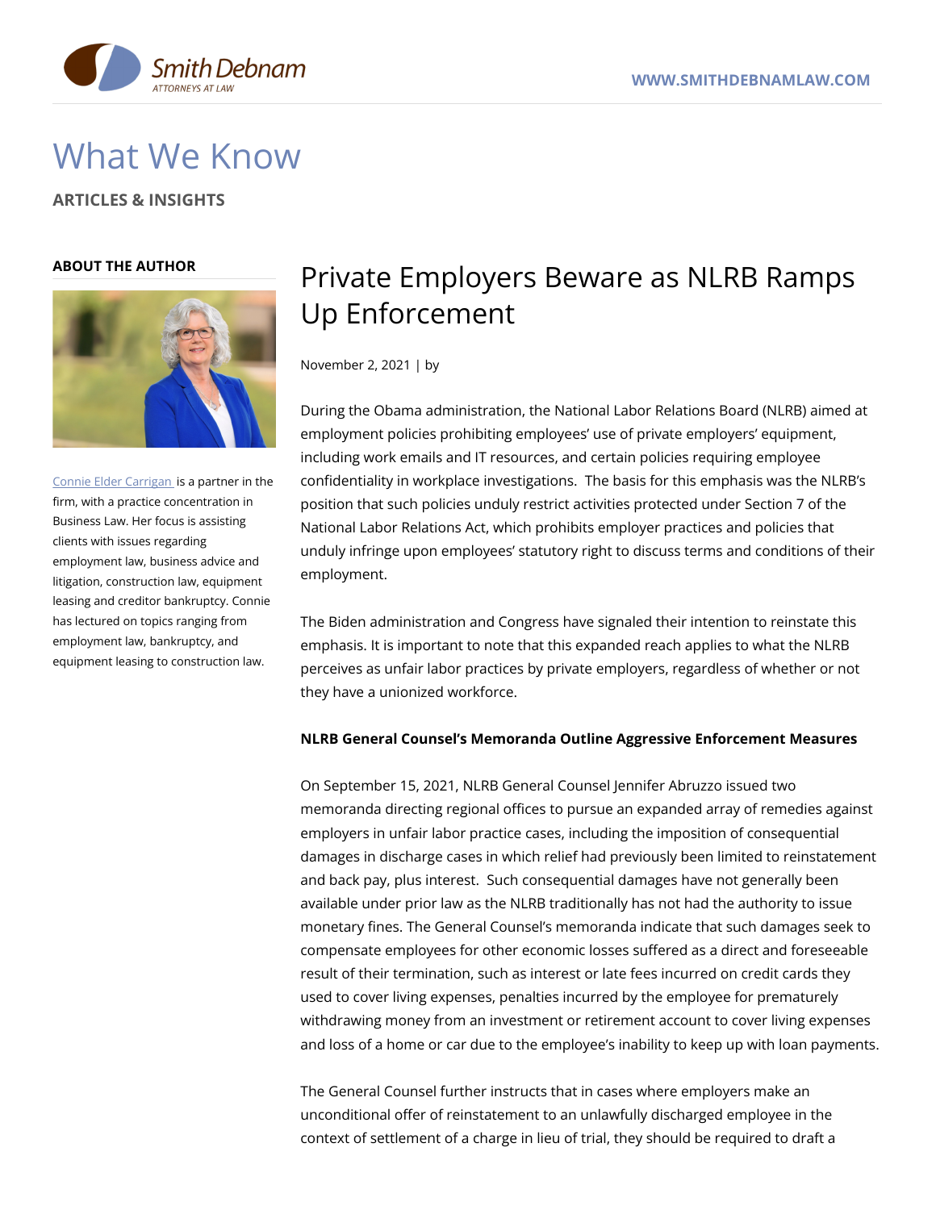# What We Know

**ARTICLES & INSIGHTS**

**ABOUT THE AUTHOR**

Connie Elder Carrigan is a partner in the firm, with a practice concentration in Business Law. Her focus is assisting clients with issues regarding employment law, business advice and litigation, construction law, equipment leasing and creditor bankruptcy. Connie has lectured on topics ranging from employment law, bankruptcy, and equipment leasing to construction law.

## Private Employers Beware as NLRB Ramps Up Enforcement

November 2, 2021 | by

During the Obama administration, the National Labor Relations Board (NLRB) aimed at employment policies prohibiting employees' use of private employers' equipment, including work emails and IT resources, and certain policies requiring employee confidentiality in workplace investigations. The basis for this emphasis was the NLRB's position that such policies unduly restrict activities protected under Section 7 of the National Labor Relations Act, which prohibits employer practices and policies that unduly infringe upon employees' statutory right to discuss terms and conditions of their employment.

The Biden administration and Congress have signaled their intention to reinstate this emphasis. It is important to note that this expanded reach applies to what the NLRB perceives as unfair labor practices by private employers, regardless of whether or not they have a unionized workforce.

**NLRB General Counsel's Memoranda Outline Aggressive Enforcement Measures**

On September 15, 2021, NLRB General Counsel Jennifer Abruzzo issued two memoranda directing regional offices to pursue an expanded array of remedies against employers in unfair labor practice cases, including the imposition of consequential damages in discharge cases in which relief had previously been limited to reinstatement and back pay, plus interest. Such consequential damages have not generally been available under prior law as the NLRB traditionally has not had the authority to issue monetary fines. The General Counsel's memoranda indicate that such damages seek to compensate employees for other economic losses suffered as a direct and foreseeable result of their termination, such as interest or late fees incurred on credit cards they used to cover living expenses, penalties incurred by the employee for prematurely withdrawing money from an investment or retirement account to cover living expenses and loss of a home or car due to the employee's inability to keep up with loan payments.

The General Counsel further instructs that in cases where employers make an unconditional offer of reinstatement to an unlawfully discharged employee in the context of settlement of a charge in lieu of trial, they should be required to draft a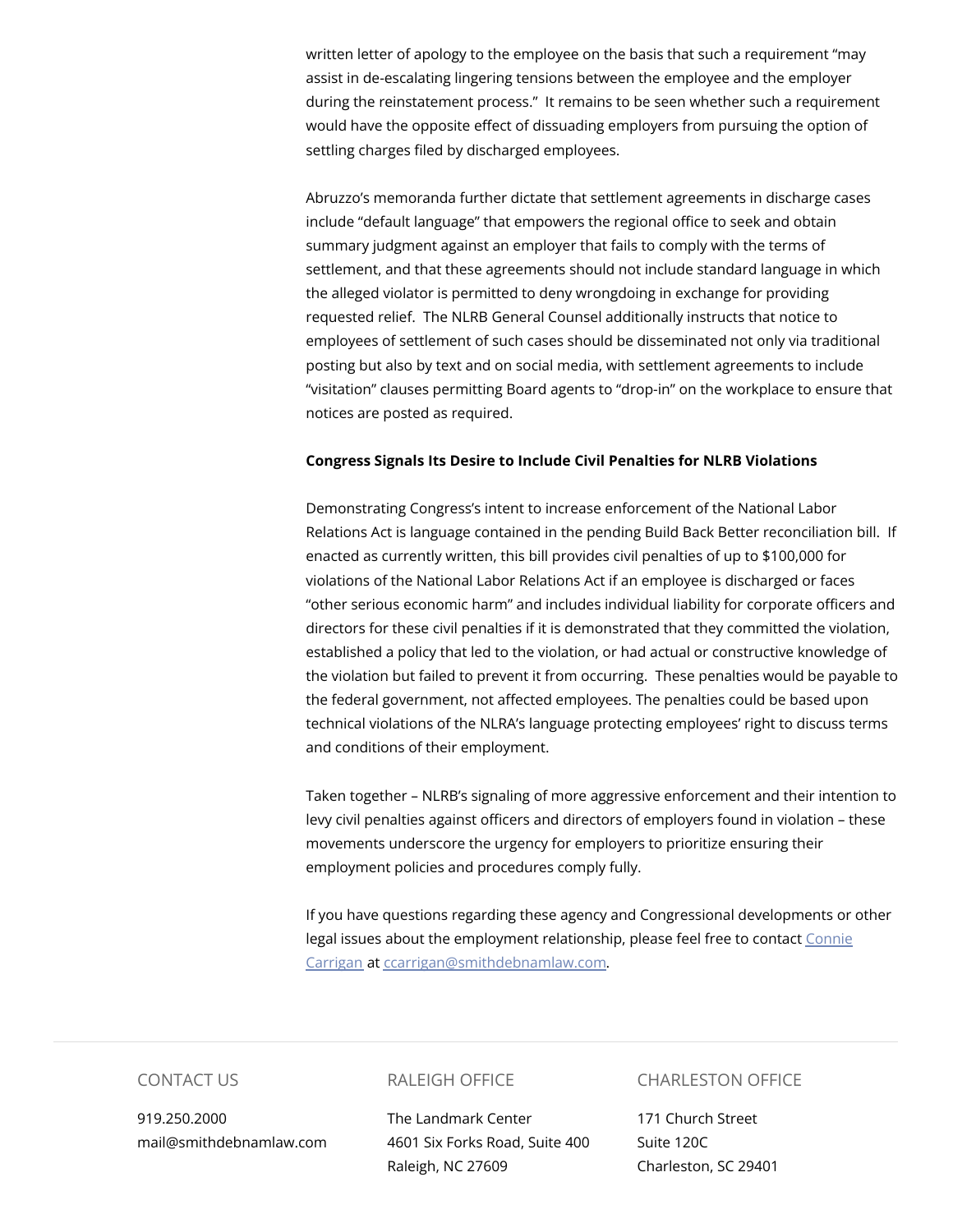written letter of apology to the employee on the basis that such a requirement "may assist in de-escalating lingering tensions between the employee and the employer during the reinstatement process." It remains to be seen whether such a requirement would have the opposite effect of dissuading employers from pursuing the option of settling charges filed by discharged employees.

Abruzzo's memoranda further dictate that settlement agreements in discharge cases include "default language" that empowers the regional office to seek and obtain summary judgment against an employer that fails to comply with the terms of settlement, and that these agreements should not include standard language in which the alleged violator is permitted to deny wrongdoing in exchange for providing requested relief. The NLRB General Counsel additionally instructs that notice to employees of settlement of such cases should be disseminated not only via traditional posting but also by text and on social media, with settlement agreements to include "visitation" clauses permitting Board agents to "drop-in" on the workplace to ensure that notices are posted as required.

**Congress Signals Its Desire to Include Civil Penalties for NLRB Violations**

Demonstrating Congress's intent to increase enforcement of the National Labor Relations Act is language contained in the pending Build Back Better reconciliation bill. If enacted as currently written, this bill provides civil penalties of up to $100,000 for violations of the National Labor Relations Act if an employee is discharged or faces "other serious economic harm" and includes individual liability for corporate officers and directors for these civil penalties if it is demonstrated that they committed the violation, established a policy that led to the violation, or had actual or constructive knowledge of the violation but failed to prevent it from occurring. These penalties would be payable to the federal government, not affected employees. The penalties could be based upon technical violations of the NLRA's language protecting employees' right to discuss terms and conditions of their employment.

Taken together – NLRB's signaling of more aggressive enforcement and their intention to levy civil penalties against officers and directors of employers found in violation – these movements underscore the urgency for employers to prioritize ensuring their employment policies and procedures comply fully.

If you have questions regarding these agency and Congressional developments or other legal issues about the employment relationship, please feel free to contact [Connie Carrigan] at [ccarrigan@smithdebnamlaw.com].

CONTACT US

919.250.2000
mail@smithdebnamlaw.com

RALEIGH OFFICE

The Landmark Center
4601 Six Forks Road, Suite 400
Raleigh, NC 27609

CHARLESTON OFFICE

171 Church Street
Suite 120C
Charleston, SC 29401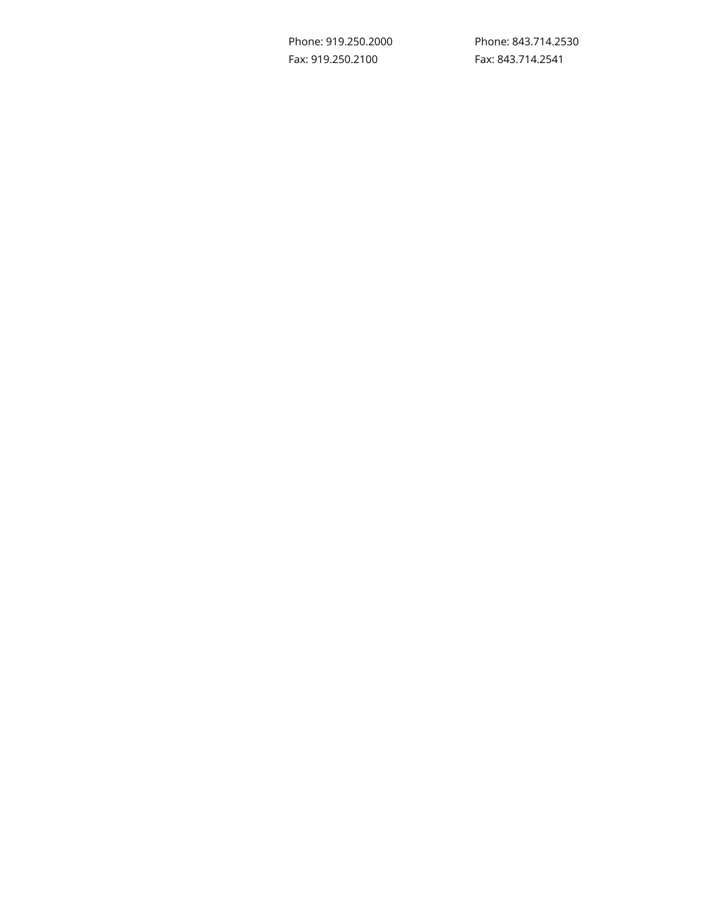Phone: 919.250.2000
Fax: 919.250.2100

Phone: 843.714.2530
Fax: 843.714.2541